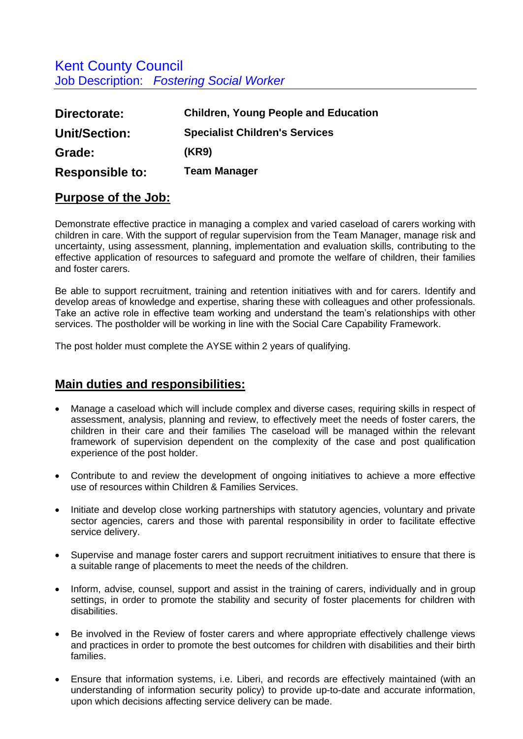# Kent County Council
## Job Description: *Fostering Social Worker*

| | |
|---|---|
| **Directorate:** | **Children, Young People and Education** |
| **Unit/Section:** | **Specialist Children's Services** |
| **Grade:** | **(KR9)** |
| **Responsible to:** | **Team Manager** |

## Purpose of the Job:

Demonstrate effective practice in managing a complex and varied caseload of carers working with children in care. With the support of regular supervision from the Team Manager, manage risk and uncertainty, using assessment, planning, implementation and evaluation skills, contributing to the effective application of resources to safeguard and promote the welfare of children, their families and foster carers.

Be able to support recruitment, training and retention initiatives with and for carers. Identify and develop areas of knowledge and expertise, sharing these with colleagues and other professionals. Take an active role in effective team working and understand the team's relationships with other services. The postholder will be working in line with the Social Care Capability Framework.

The post holder must complete the AYSE within 2 years of qualifying.

## Main duties and responsibilities:

- Manage a caseload which will include complex and diverse cases, requiring skills in respect of assessment, analysis, planning and review, to effectively meet the needs of foster carers, the children in their care and their families The caseload will be managed within the relevant framework of supervision dependent on the complexity of the case and post qualification experience of the post holder.
- Contribute to and review the development of ongoing initiatives to achieve a more effective use of resources within Children & Families Services.
- Initiate and develop close working partnerships with statutory agencies, voluntary and private sector agencies, carers and those with parental responsibility in order to facilitate effective service delivery.
- Supervise and manage foster carers and support recruitment initiatives to ensure that there is a suitable range of placements to meet the needs of the children.
- Inform, advise, counsel, support and assist in the training of carers, individually and in group settings, in order to promote the stability and security of foster placements for children with disabilities.
- Be involved in the Review of foster carers and where appropriate effectively challenge views and practices in order to promote the best outcomes for children with disabilities and their birth families.
- Ensure that information systems, i.e. Liberi, and records are effectively maintained (with an understanding of information security policy) to provide up-to-date and accurate information, upon which decisions affecting service delivery can be made.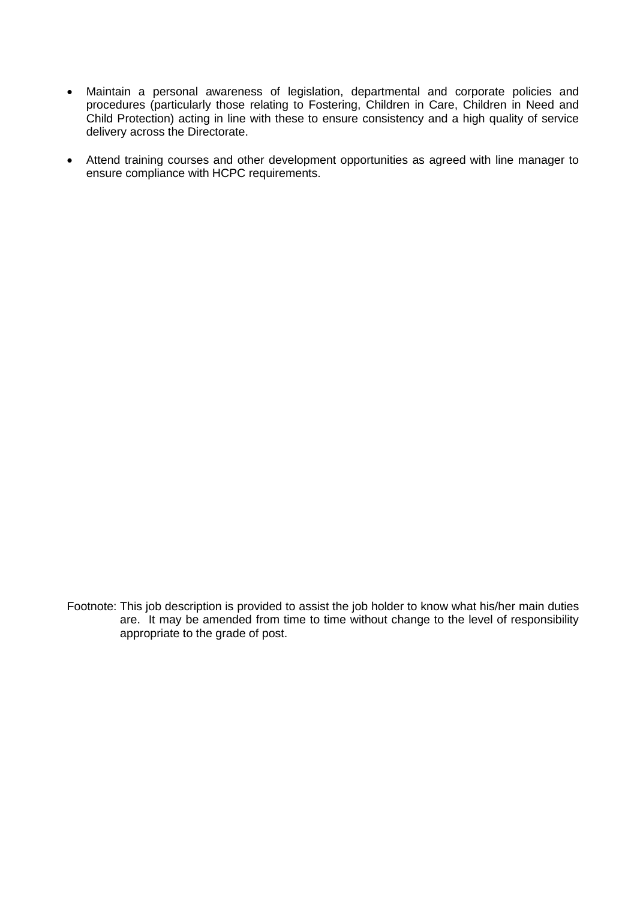- Maintain a personal awareness of legislation, departmental and corporate policies and procedures (particularly those relating to Fostering, Children in Care, Children in Need and Child Protection) acting in line with these to ensure consistency and a high quality of service delivery across the Directorate.

- Attend training courses and other development opportunities as agreed with line manager to ensure compliance with HCPC requirements.

Footnote: This job description is provided to assist the job holder to know what his/her main duties are. It may be amended from time to time without change to the level of responsibility appropriate to the grade of post.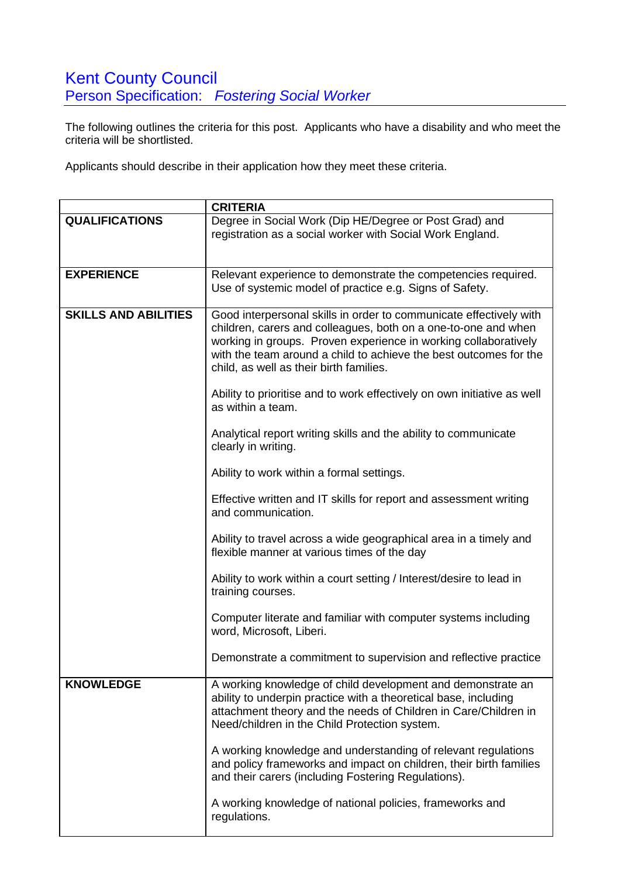# Kent County Council

## Person Specification: *Fostering Social Worker*

The following outlines the criteria for this post. Applicants who have a disability and who meet the criteria will be shortlisted.

Applicants should describe in their application how they meet these criteria.

| | **CRITERIA** |
|---|---|
| **QUALIFICATIONS** | Degree in Social Work (Dip HE/Degree or Post Grad) and registration as a social worker with Social Work England. |
| **EXPERIENCE** | Relevant experience to demonstrate the competencies required.<br>Use of systemic model of practice e.g. Signs of Safety. |
| **SKILLS AND ABILITIES** | Good interpersonal skills in order to communicate effectively with children, carers and colleagues, both on a one-to-one and when working in groups. Proven experience in working collaboratively with the team around a child to achieve the best outcomes for the child, as well as their birth families.<br><br>Ability to prioritise and to work effectively on own initiative as well as within a team.<br><br>Analytical report writing skills and the ability to communicate clearly in writing.<br><br>Ability to work within a formal settings.<br><br>Effective written and IT skills for report and assessment writing and communication.<br><br>Ability to travel across a wide geographical area in a timely and flexible manner at various times of the day<br><br>Ability to work within a court setting / Interest/desire to lead in training courses.<br><br>Computer literate and familiar with computer systems including word, Microsoft, Liberi.<br><br>Demonstrate a commitment to supervision and reflective practice |
| **KNOWLEDGE** | A working knowledge of child development and demonstrate an ability to underpin practice with a theoretical base, including attachment theory and the needs of Children in Care/Children in Need/children in the Child Protection system.<br><br>A working knowledge and understanding of relevant regulations and policy frameworks and impact on children, their birth families and their carers (including Fostering Regulations).<br><br>A working knowledge of national policies, frameworks and regulations. |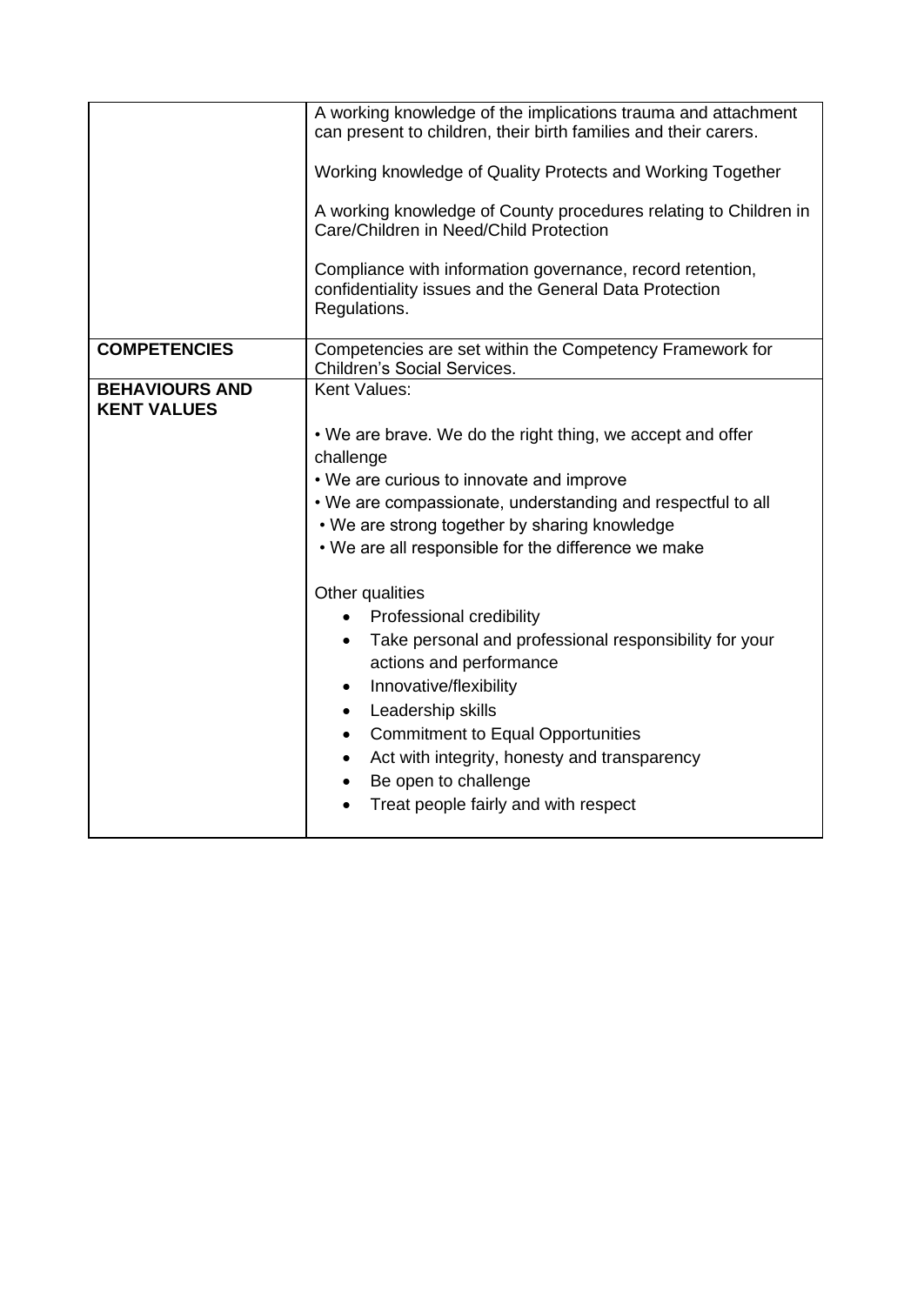| | |
|---|---|
| | A working knowledge of the implications trauma and attachment can present to children, their birth families and their carers.<br><br>Working knowledge of Quality Protects and Working Together<br><br>A working knowledge of County procedures relating to Children in Care/Children in Need/Child Protection<br><br>Compliance with information governance, record retention, confidentiality issues and the General Data Protection Regulations. |
| **COMPETENCIES** | Competencies are set within the Competency Framework for Children's Social Services. |
| **BEHAVIOURS AND KENT VALUES** | Kent Values:<br><br>• We are brave. We do the right thing, we accept and offer challenge<br>• We are curious to innovate and improve<br>• We are compassionate, understanding and respectful to all<br>• We are strong together by sharing knowledge<br>• We are all responsible for the difference we make<br><br>Other qualities<br>• Professional credibility<br>• Take personal and professional responsibility for your actions and performance<br>• Innovative/flexibility<br>• Leadership skills<br>• Commitment to Equal Opportunities<br>• Act with integrity, honesty and transparency<br>• Be open to challenge<br>• Treat people fairly and with respect |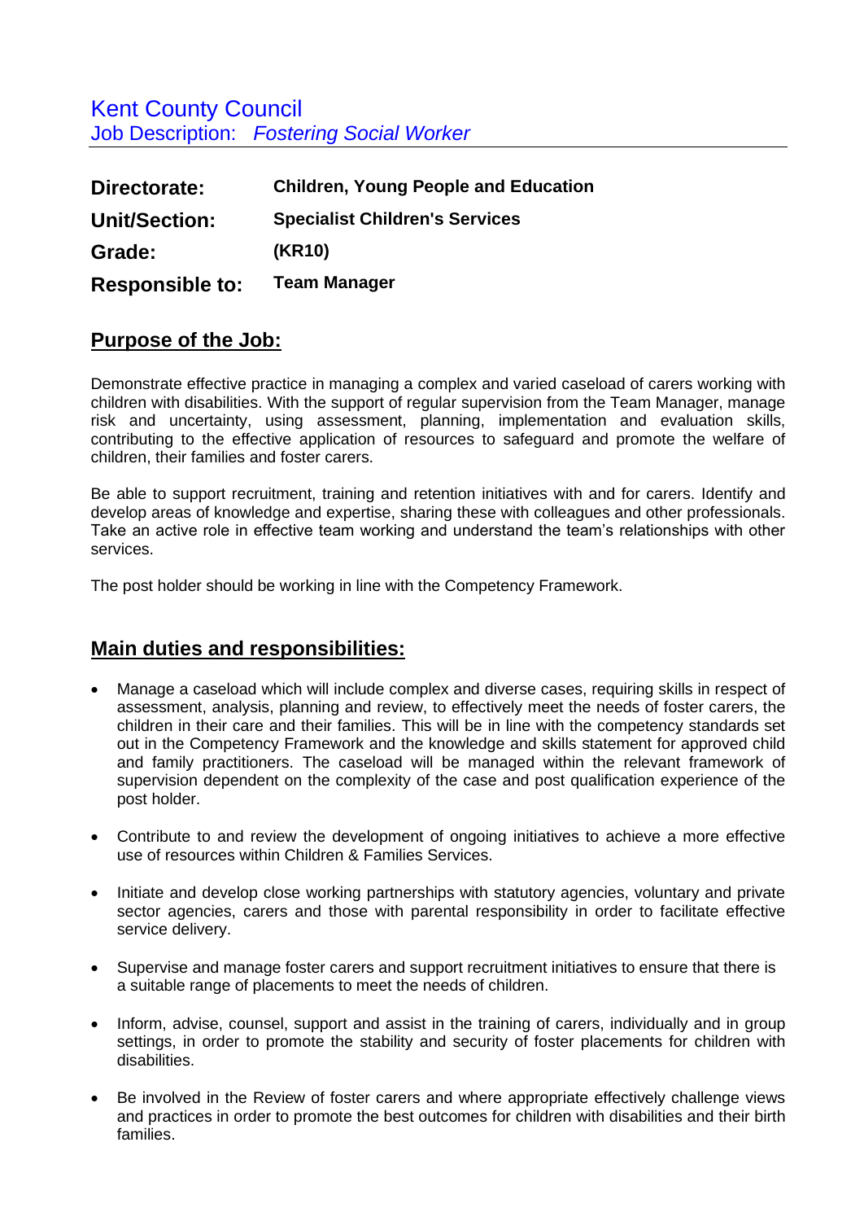# Kent County Council
## Job Description: *Fostering Social Worker*

| | |
|---|---|
| **Directorate:** | **Children, Young People and Education** |
| **Unit/Section:** | **Specialist Children's Services** |
| **Grade:** | **(KR10)** |
| **Responsible to:** | **Team Manager** |

## Purpose of the Job:

Demonstrate effective practice in managing a complex and varied caseload of carers working with children with disabilities. With the support of regular supervision from the Team Manager, manage risk and uncertainty, using assessment, planning, implementation and evaluation skills, contributing to the effective application of resources to safeguard and promote the welfare of children, their families and foster carers.

Be able to support recruitment, training and retention initiatives with and for carers. Identify and develop areas of knowledge and expertise, sharing these with colleagues and other professionals. Take an active role in effective team working and understand the team's relationships with other services.

The post holder should be working in line with the Competency Framework.

## Main duties and responsibilities:

- Manage a caseload which will include complex and diverse cases, requiring skills in respect of assessment, analysis, planning and review, to effectively meet the needs of foster carers, the children in their care and their families. This will be in line with the competency standards set out in the Competency Framework and the knowledge and skills statement for approved child and family practitioners. The caseload will be managed within the relevant framework of supervision dependent on the complexity of the case and post qualification experience of the post holder.

- Contribute to and review the development of ongoing initiatives to achieve a more effective use of resources within Children & Families Services.

- Initiate and develop close working partnerships with statutory agencies, voluntary and private sector agencies, carers and those with parental responsibility in order to facilitate effective service delivery.

- Supervise and manage foster carers and support recruitment initiatives to ensure that there is a suitable range of placements to meet the needs of children.

- Inform, advise, counsel, support and assist in the training of carers, individually and in group settings, in order to promote the stability and security of foster placements for children with disabilities.

- Be involved in the Review of foster carers and where appropriate effectively challenge views and practices in order to promote the best outcomes for children with disabilities and their birth families.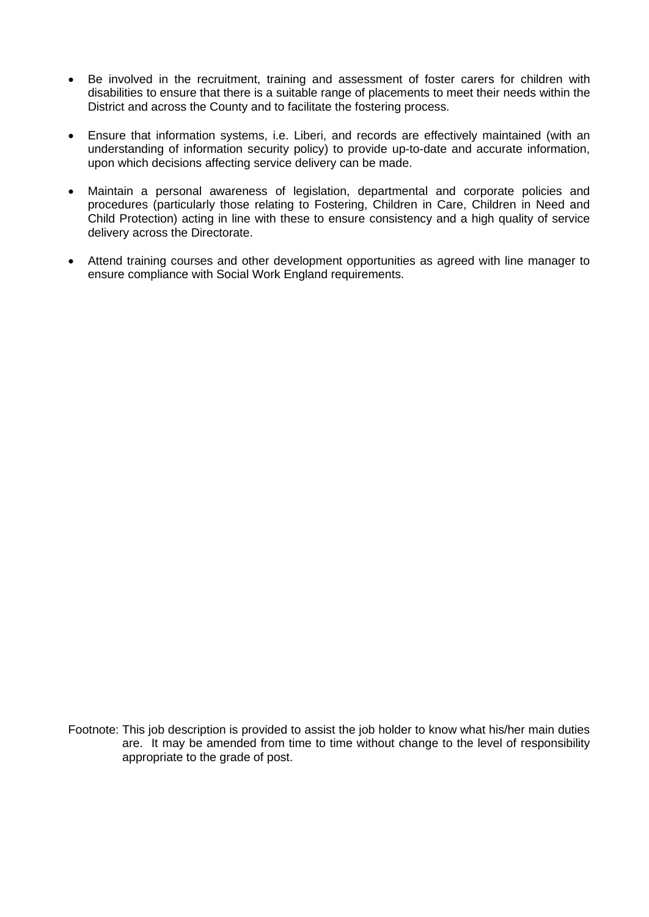- Be involved in the recruitment, training and assessment of foster carers for children with disabilities to ensure that there is a suitable range of placements to meet their needs within the District and across the County and to facilitate the fostering process.

- Ensure that information systems, i.e. Liberi, and records are effectively maintained (with an understanding of information security policy) to provide up-to-date and accurate information, upon which decisions affecting service delivery can be made.

- Maintain a personal awareness of legislation, departmental and corporate policies and procedures (particularly those relating to Fostering, Children in Care, Children in Need and Child Protection) acting in line with these to ensure consistency and a high quality of service delivery across the Directorate.

- Attend training courses and other development opportunities as agreed with line manager to ensure compliance with Social Work England requirements.

Footnote: This job description is provided to assist the job holder to know what his/her main duties are. It may be amended from time to time without change to the level of responsibility appropriate to the grade of post.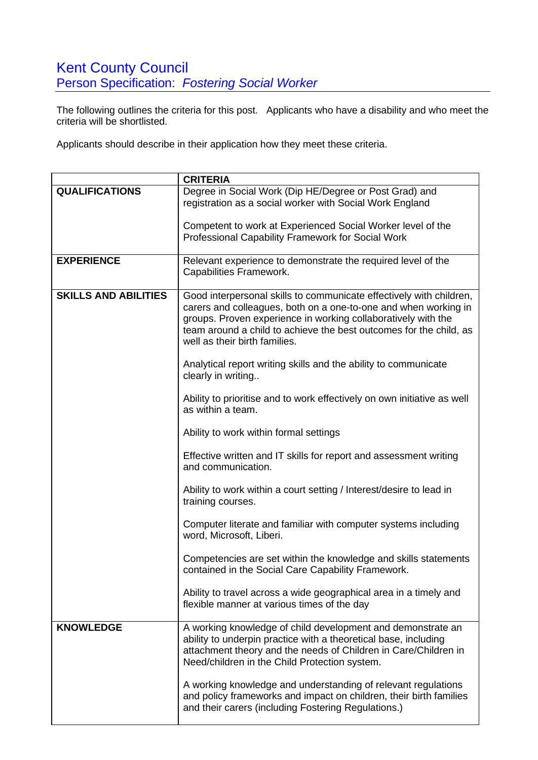# Kent County Council

## Person Specification: *Fostering Social Worker*

The following outlines the criteria for this post. Applicants who have a disability and who meet the criteria will be shortlisted.

Applicants should describe in their application how they meet these criteria.

| | **CRITERIA** |
|---|---|
| **QUALIFICATIONS** | Degree in Social Work (Dip HE/Degree or Post Grad) and registration as a social worker with Social Work England<br><br>Competent to work at Experienced Social Worker level of the Professional Capability Framework for Social Work |
| **EXPERIENCE** | Relevant experience to demonstrate the required level of the Capabilities Framework. |
| **SKILLS AND ABILITIES** | Good interpersonal skills to communicate effectively with children, carers and colleagues, both on a one-to-one and when working in groups. Proven experience in working collaboratively with the team around a child to achieve the best outcomes for the child, as well as their birth families.<br><br>Analytical report writing skills and the ability to communicate clearly in writing..<br><br>Ability to prioritise and to work effectively on own initiative as well as within a team.<br><br>Ability to work within formal settings<br><br>Effective written and IT skills for report and assessment writing and communication.<br><br>Ability to work within a court setting / Interest/desire to lead in training courses.<br><br>Computer literate and familiar with computer systems including word, Microsoft, Liberi.<br><br>Competencies are set within the knowledge and skills statements contained in the Social Care Capability Framework.<br><br>Ability to travel across a wide geographical area in a timely and flexible manner at various times of the day |
| **KNOWLEDGE** | A working knowledge of child development and demonstrate an ability to underpin practice with a theoretical base, including attachment theory and the needs of Children in Care/Children in Need/children in the Child Protection system.<br><br>A working knowledge and understanding of relevant regulations and policy frameworks and impact on children, their birth families and their carers (including Fostering Regulations.) |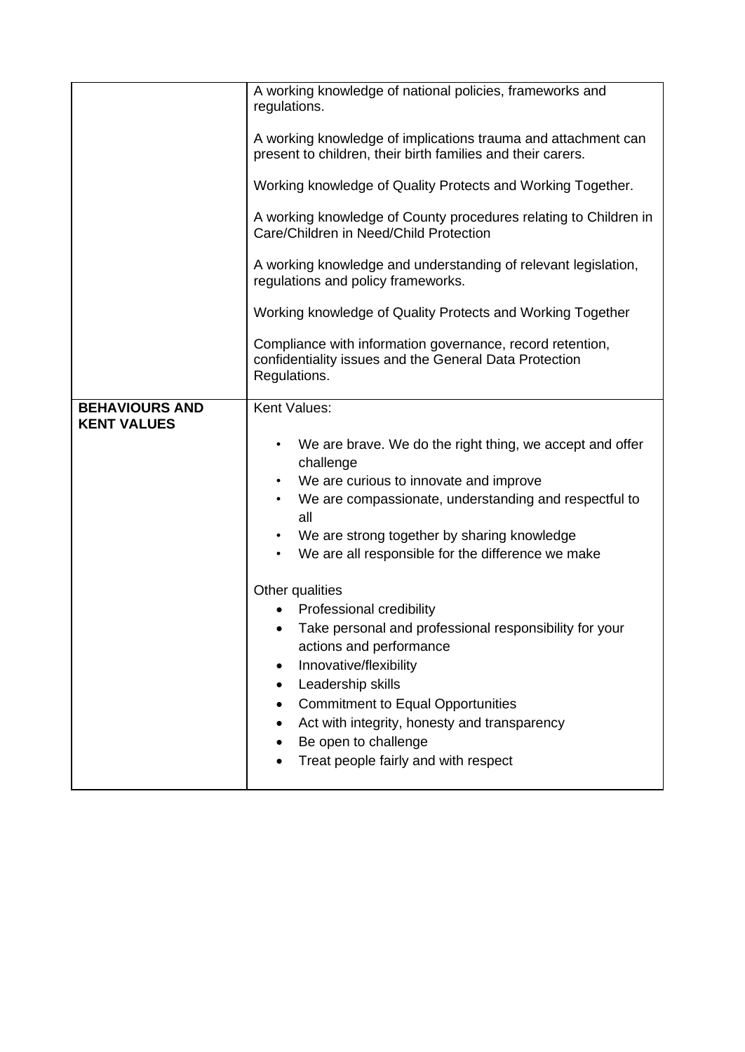| | |
|---|---|
| | A working knowledge of national policies, frameworks and regulations.<br><br>A working knowledge of implications trauma and attachment can present to children, their birth families and their carers.<br><br>Working knowledge of Quality Protects and Working Together.<br><br>A working knowledge of County procedures relating to Children in Care/Children in Need/Child Protection<br><br>A working knowledge and understanding of relevant legislation, regulations and policy frameworks.<br><br>Working knowledge of Quality Protects and Working Together<br><br>Compliance with information governance, record retention, confidentiality issues and the General Data Protection Regulations. |
| **BEHAVIOURS AND KENT VALUES** | Kent Values:<br><br>• We are brave. We do the right thing, we accept and offer challenge<br>• We are curious to innovate and improve<br>• We are compassionate, understanding and respectful to all<br>• We are strong together by sharing knowledge<br>• We are all responsible for the difference we make<br><br>Other qualities<br>• Professional credibility<br>• Take personal and professional responsibility for your actions and performance<br>• Innovative/flexibility<br>• Leadership skills<br>• Commitment to Equal Opportunities<br>• Act with integrity, honesty and transparency<br>• Be open to challenge<br>• Treat people fairly and with respect |